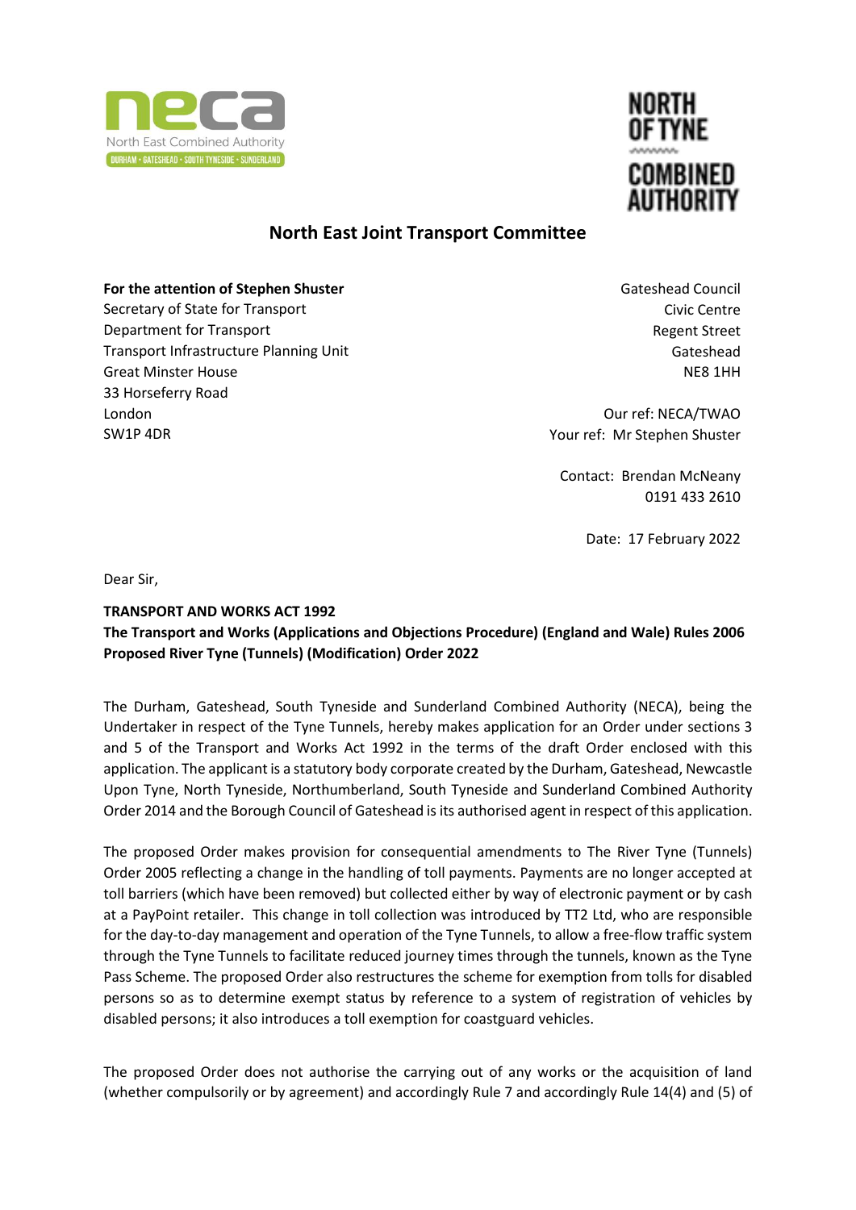North East Combined Authority

DURHAM • GATESHEAD • SOUTH TYNESIDE • SUNDERLAND

NORTH OF TYNE COMBINED AUTHORITY

## North East Joint Transport Committee

**For the attention of Stephen Shuster**
Secretary of State for Transport
Department for Transport
Transport Infrastructure Planning Unit
Great Minster House
33 Horseferry Road
London
SW1P 4DR

Gateshead Council
Civic Centre
Regent Street
Gateshead
NE8 1HH

Our ref: NECA/TWAO
Your ref: Mr Stephen Shuster

Contact: Brendan McNeany
0191 433 2610

Date: 17 February 2022

Dear Sir,

**TRANSPORT AND WORKS ACT 1992**
**The Transport and Works (Applications and Objections Procedure) (England and Wale) Rules 2006**
**Proposed River Tyne (Tunnels) (Modification) Order 2022**

The Durham, Gateshead, South Tyneside and Sunderland Combined Authority (NECA), being the Undertaker in respect of the Tyne Tunnels, hereby makes application for an Order under sections 3 and 5 of the Transport and Works Act 1992 in the terms of the draft Order enclosed with this application. The applicant is a statutory body corporate created by the Durham, Gateshead, Newcastle Upon Tyne, North Tyneside, Northumberland, South Tyneside and Sunderland Combined Authority Order 2014 and the Borough Council of Gateshead is its authorised agent in respect of this application.

The proposed Order makes provision for consequential amendments to The River Tyne (Tunnels) Order 2005 reflecting a change in the handling of toll payments. Payments are no longer accepted at toll barriers (which have been removed) but collected either by way of electronic payment or by cash at a PayPoint retailer. This change in toll collection was introduced by TT2 Ltd, who are responsible for the day-to-day management and operation of the Tyne Tunnels, to allow a free-flow traffic system through the Tyne Tunnels to facilitate reduced journey times through the tunnels, known as the Tyne Pass Scheme. The proposed Order also restructures the scheme for exemption from tolls for disabled persons so as to determine exempt status by reference to a system of registration of vehicles by disabled persons; it also introduces a toll exemption for coastguard vehicles.

The proposed Order does not authorise the carrying out of any works or the acquisition of land (whether compulsorily or by agreement) and accordingly Rule 7 and accordingly Rule 14(4) and (5) of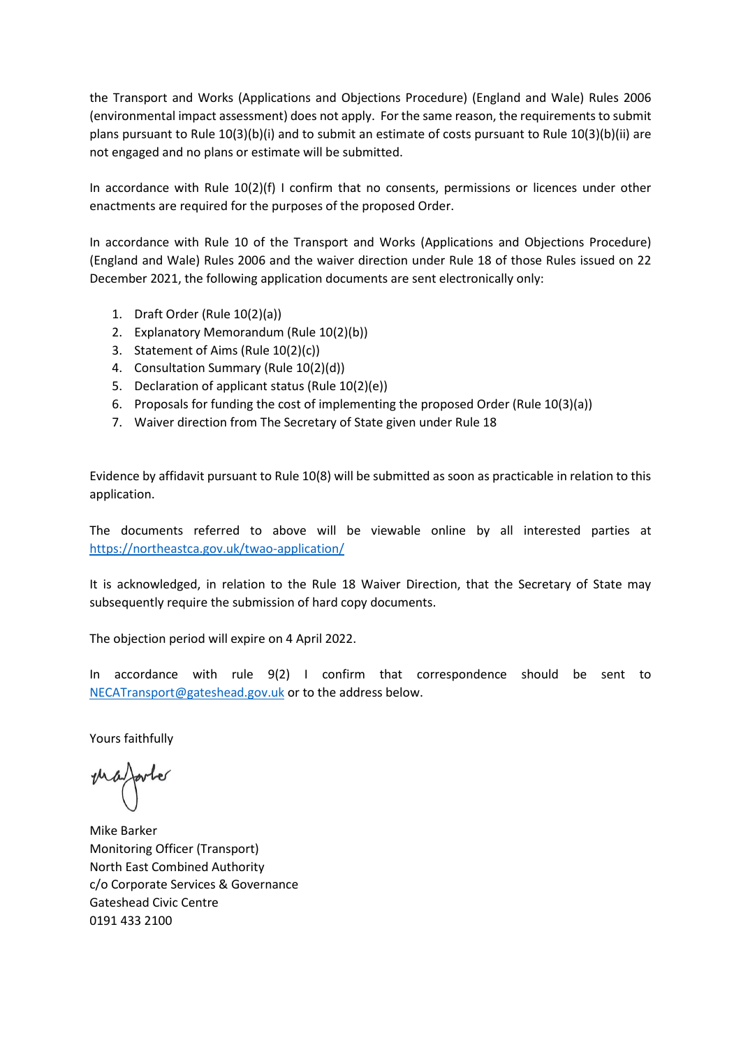the Transport and Works (Applications and Objections Procedure) (England and Wale) Rules 2006 (environmental impact assessment) does not apply. For the same reason, the requirements to submit plans pursuant to Rule 10(3)(b)(i) and to submit an estimate of costs pursuant to Rule 10(3)(b)(ii) are not engaged and no plans or estimate will be submitted.

In accordance with Rule 10(2)(f) I confirm that no consents, permissions or licences under other enactments are required for the purposes of the proposed Order.

In accordance with Rule 10 of the Transport and Works (Applications and Objections Procedure) (England and Wale) Rules 2006 and the waiver direction under Rule 18 of those Rules issued on 22 December 2021, the following application documents are sent electronically only:

1. Draft Order (Rule 10(2)(a))
2. Explanatory Memorandum (Rule 10(2)(b))
3. Statement of Aims (Rule 10(2)(c))
4. Consultation Summary (Rule 10(2)(d))
5. Declaration of applicant status (Rule 10(2)(e))
6. Proposals for funding the cost of implementing the proposed Order (Rule 10(3)(a))
7. Waiver direction from The Secretary of State given under Rule 18

Evidence by affidavit pursuant to Rule 10(8) will be submitted as soon as practicable in relation to this application.

The documents referred to above will be viewable online by all interested parties at https://northeastca.gov.uk/twao-application/

It is acknowledged, in relation to the Rule 18 Waiver Direction, that the Secretary of State may subsequently require the submission of hard copy documents.

The objection period will expire on 4 April 2022.

In accordance with rule 9(2) I confirm that correspondence should be sent to NECATransport@gateshead.gov.uk or to the address below.

Yours faithfully

Mike Barker
Monitoring Officer (Transport)
North East Combined Authority
c/o Corporate Services & Governance
Gateshead Civic Centre
0191 433 2100